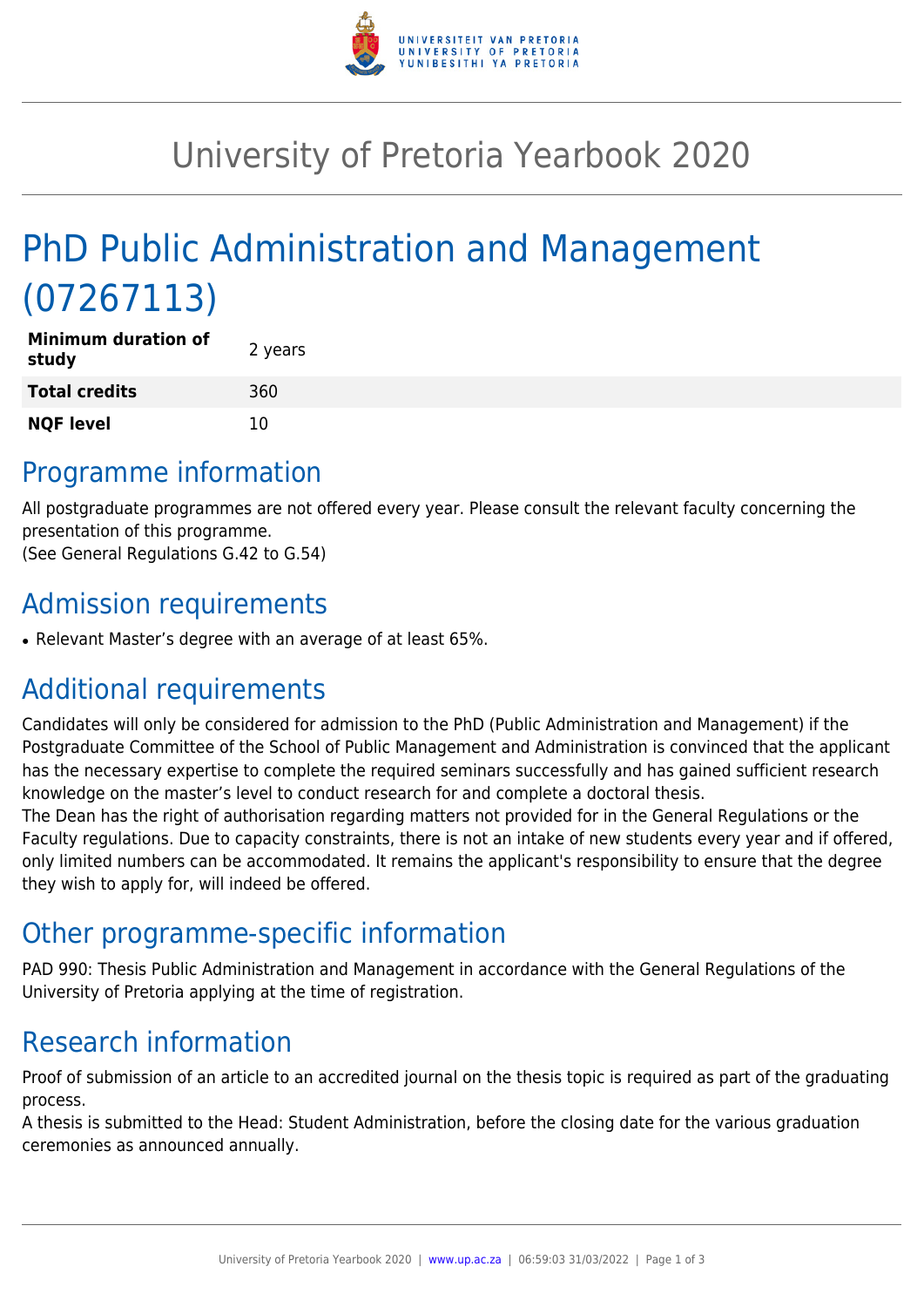# University of Pretoria Yearbook 2020

# PhD Public Administration and Management (07267113)

| | |
|---|---|
| **Minimum duration of study** | 2 years |
| **Total credits** | 360 |
| **NQF level** | 10 |

## Programme information

All postgraduate programmes are not offered every year. Please consult the relevant faculty concerning the presentation of this programme.
(See General Regulations G.42 to G.54)

## Admission requirements

- Relevant Master's degree with an average of at least 65%.

## Additional requirements

Candidates will only be considered for admission to the PhD (Public Administration and Management) if the Postgraduate Committee of the School of Public Management and Administration is convinced that the applicant has the necessary expertise to complete the required seminars successfully and has gained sufficient research knowledge on the master's level to conduct research for and complete a doctoral thesis.
The Dean has the right of authorisation regarding matters not provided for in the General Regulations or the Faculty regulations. Due to capacity constraints, there is not an intake of new students every year and if offered, only limited numbers can be accommodated. It remains the applicant's responsibility to ensure that the degree they wish to apply for, will indeed be offered.

## Other programme-specific information

PAD 990: Thesis Public Administration and Management in accordance with the General Regulations of the University of Pretoria applying at the time of registration.

## Research information

Proof of submission of an article to an accredited journal on the thesis topic is required as part of the graduating process.
A thesis is submitted to the Head: Student Administration, before the closing date for the various graduation ceremonies as announced annually.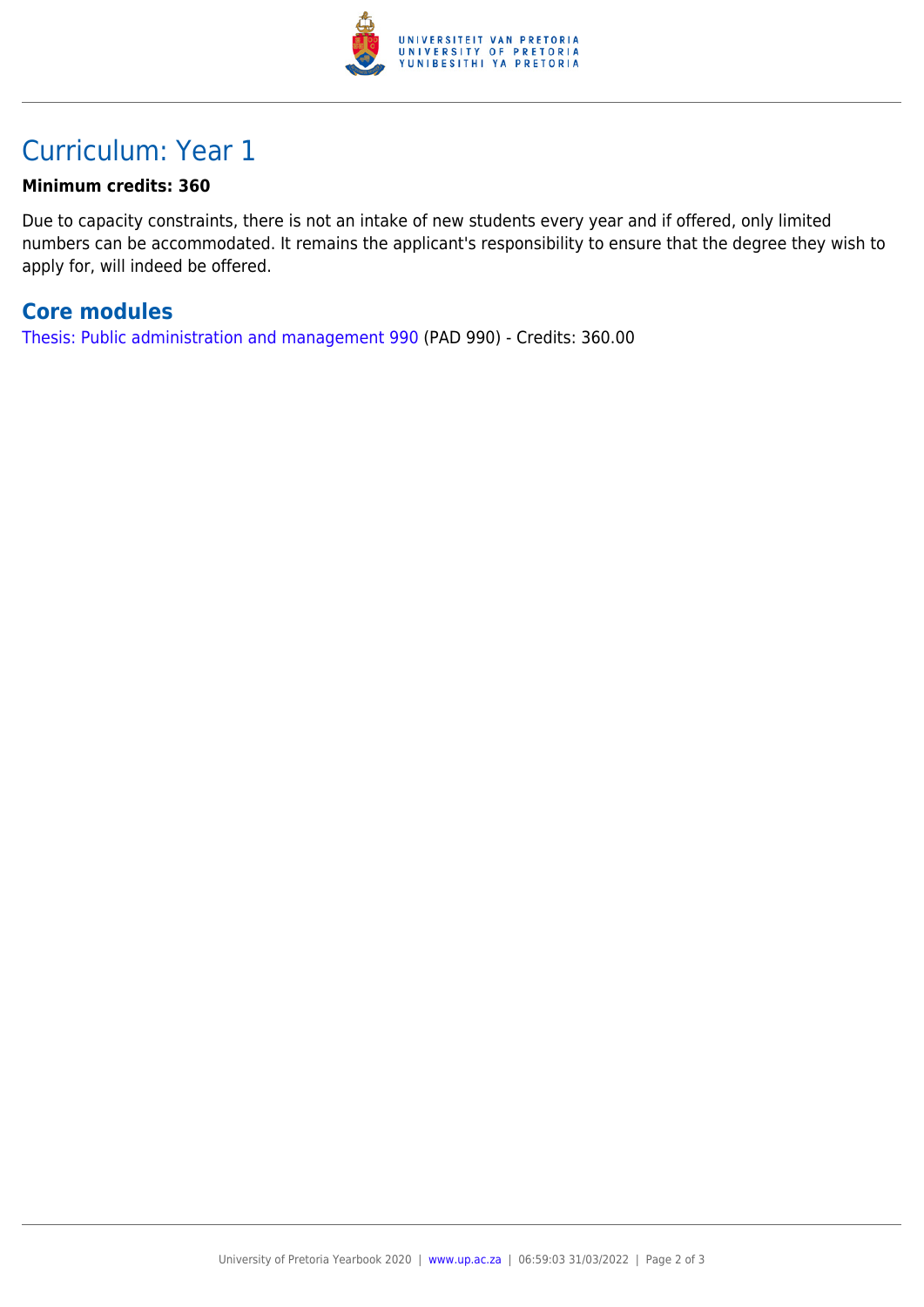# Curriculum: Year 1

**Minimum credits: 360**

Due to capacity constraints, there is not an intake of new students every year and if offered, only limited numbers can be accommodated. It remains the applicant's responsibility to ensure that the degree they wish to apply for, will indeed be offered.

## Core modules

Thesis: Public administration and management 990 (PAD 990) - Credits: 360.00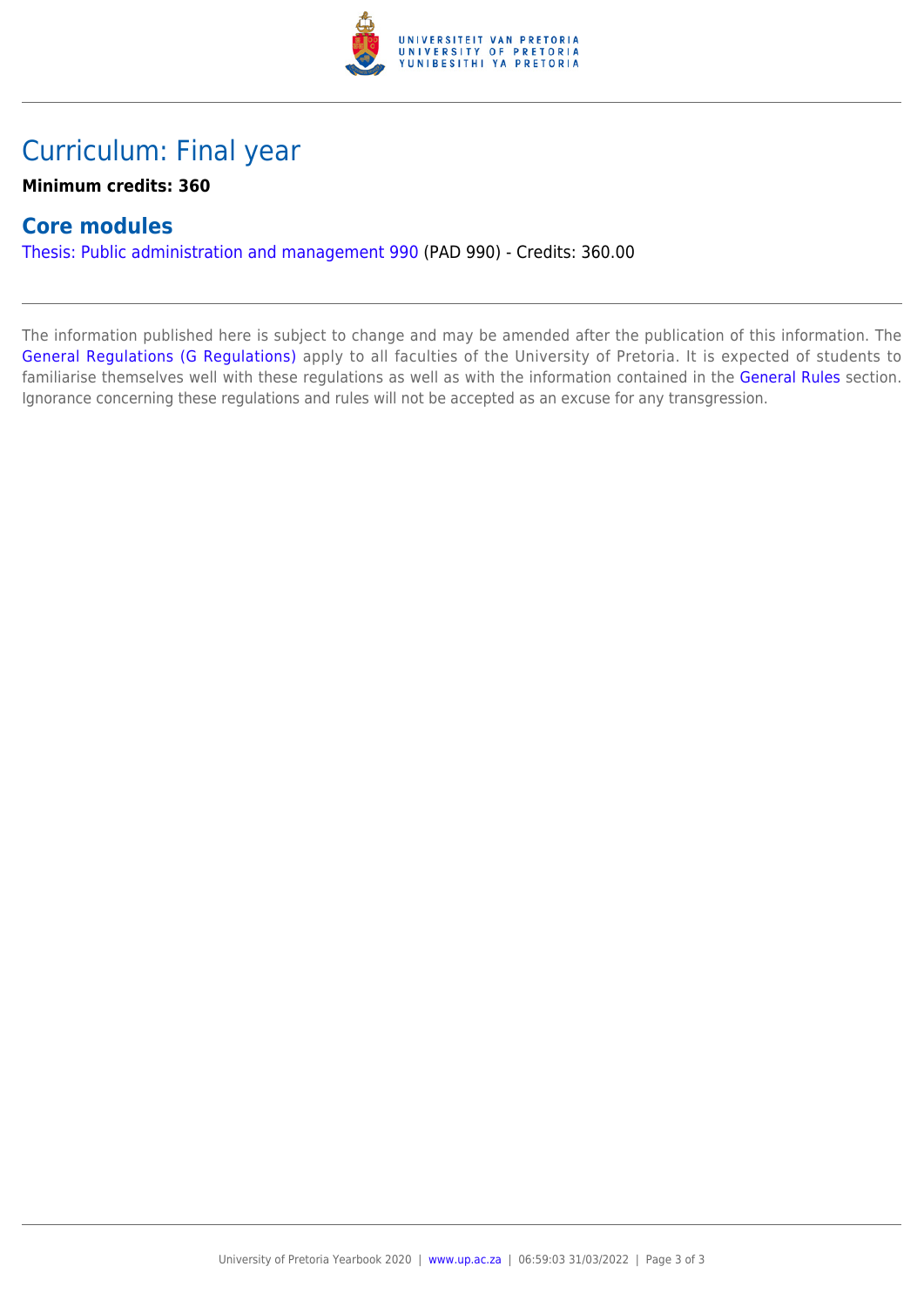# Curriculum: Final year

**Minimum credits: 360**

## Core modules

Thesis: Public administration and management 990 (PAD 990) - Credits: 360.00

The information published here is subject to change and may be amended after the publication of this information. The General Regulations (G Regulations) apply to all faculties of the University of Pretoria. It is expected of students to familiarise themselves well with these regulations as well as with the information contained in the General Rules section. Ignorance concerning these regulations and rules will not be accepted as an excuse for any transgression.